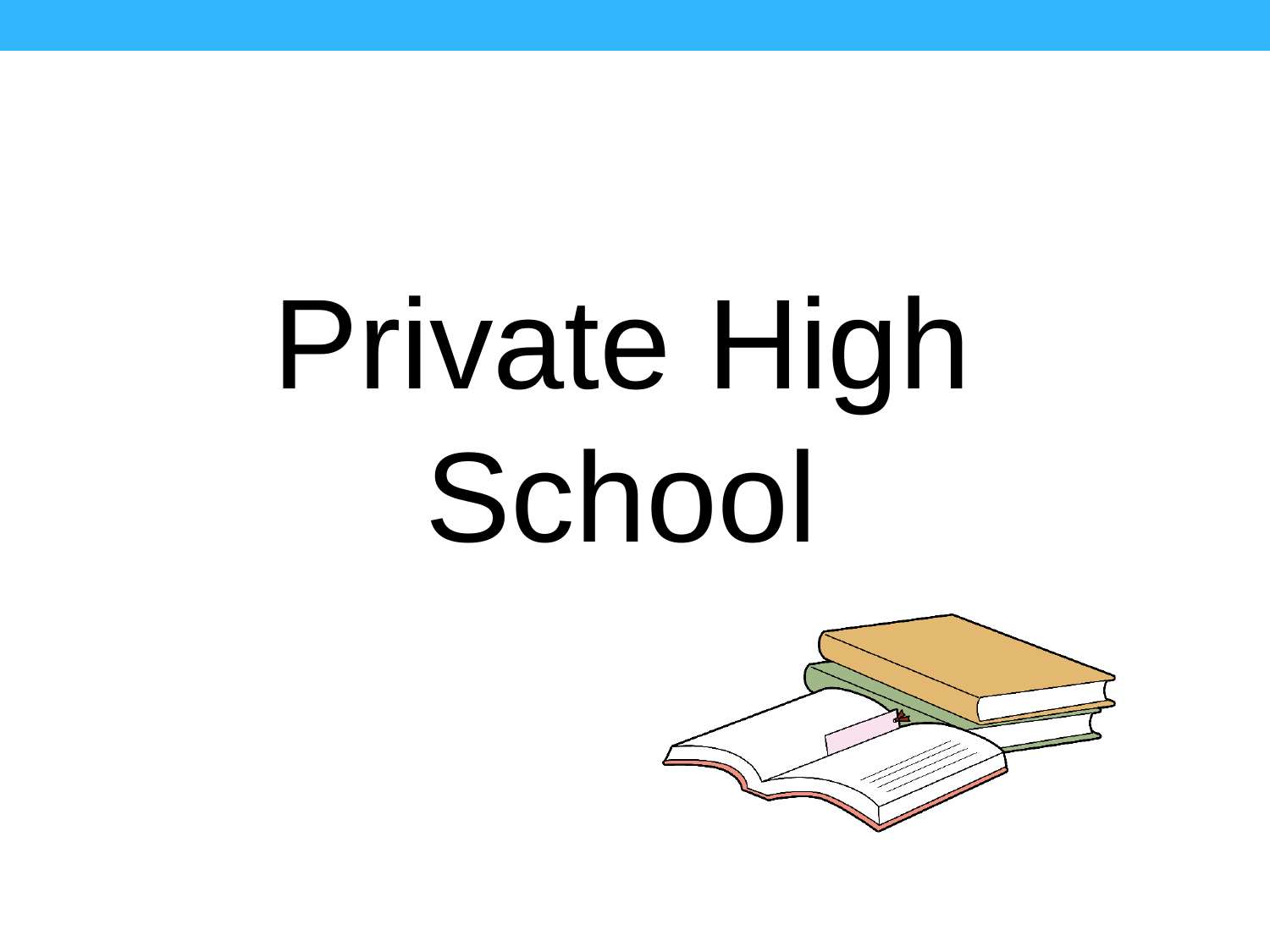# Private High School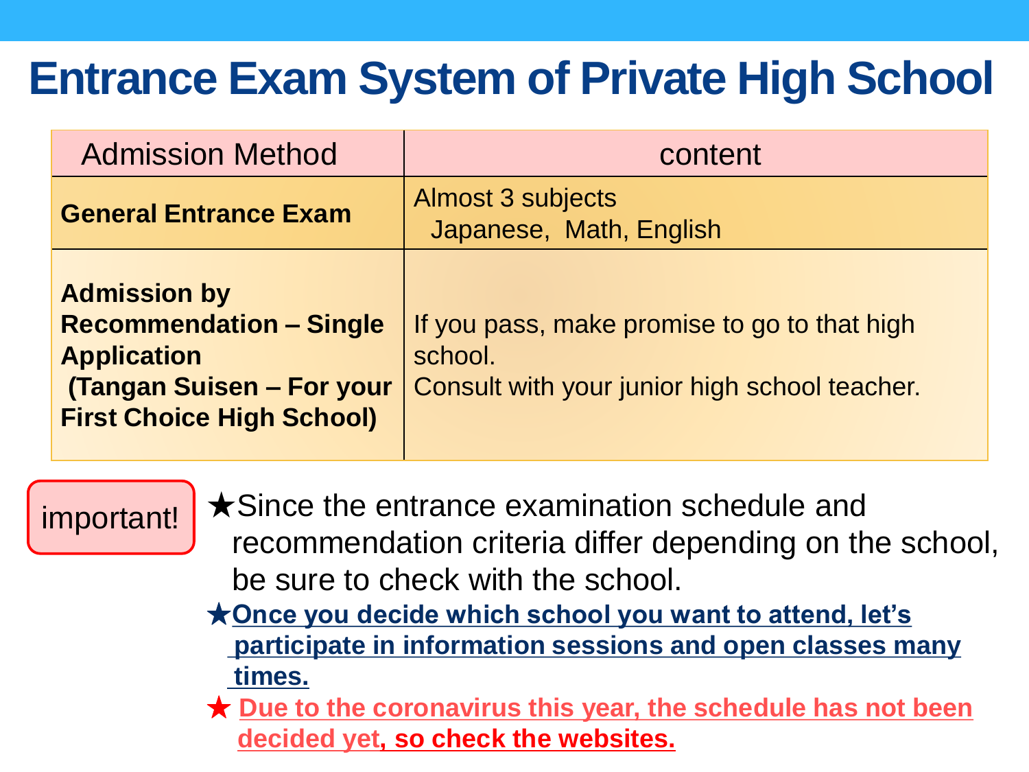# Entrance Exam System of Private High School

| Admission Method | content |
| --- | --- |
| **General Entrance Exam** | Almost 3 subjects Japanese, Math, English |
| **Admission by Recommendation – Single Application (Tangan Suisen – For your First Choice High School)** | If you pass, make promise to go to that high school. Consult with your junior high school teacher. |

important!

★Since the entrance examination schedule and recommendation criteria differ depending on the school, be sure to check with the school.

★**Once you decide which school you want to attend, let's participate in information sessions and open classes many times.**

★ **Due to the coronavirus this year, the schedule has not been decided yet, so check the websites.**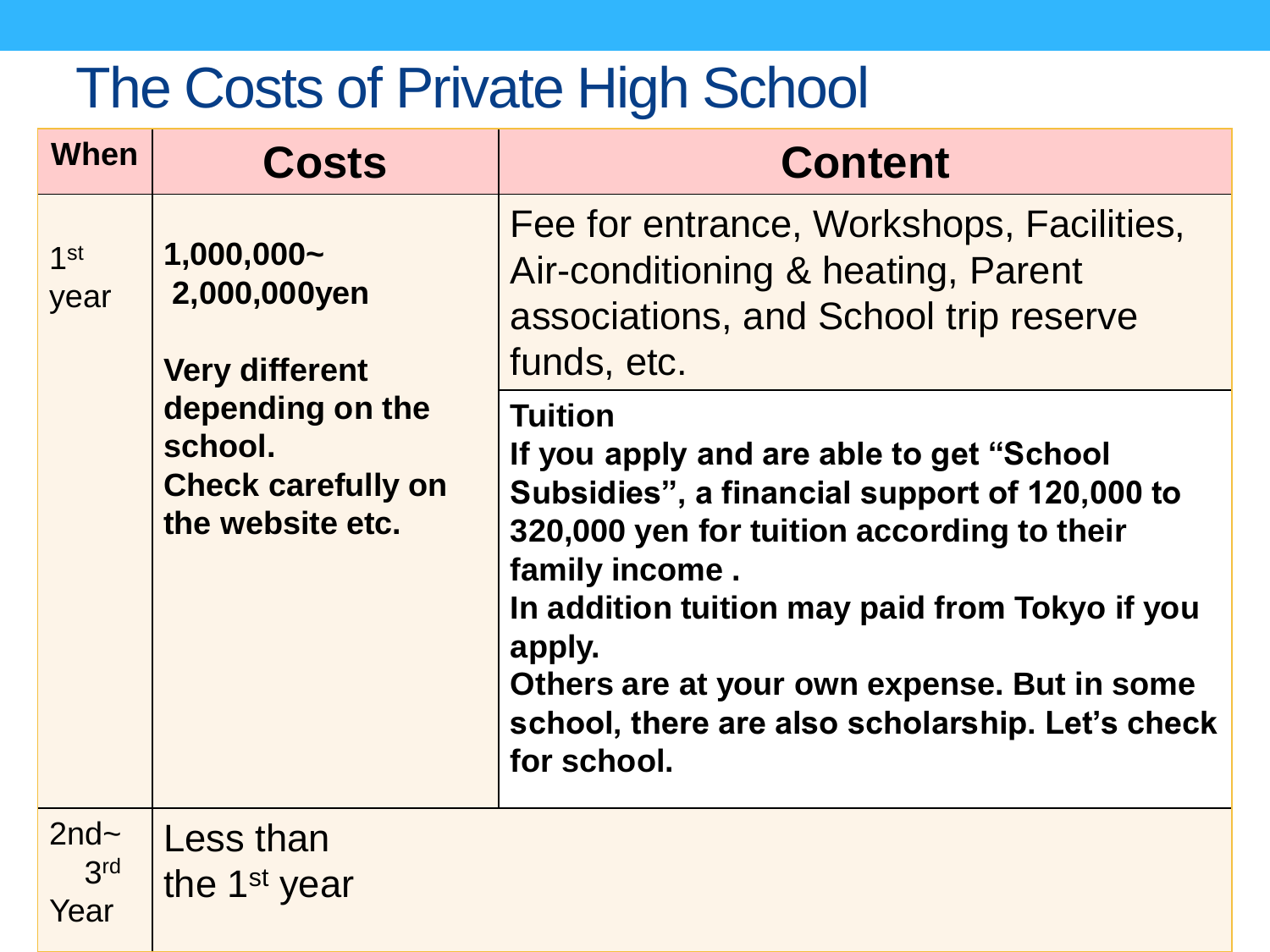# The Costs of Private High School

| When | Costs | Content |
|---|---|---|
| 1st year | **1,000,000~ 2,000,000yen**<br><br>**Very different depending on the school. Check carefully on the website etc.** | Fee for entrance, Workshops, Facilities, Air-conditioning & heating, Parent associations, and School trip reserve funds, etc. |
| | | **Tuition**<br>**If you apply and are able to get "School Subsidies", a financial support of 120,000 to 320,000 yen for tuition according to their family income .**<br>**In addition tuition may paid from Tokyo if you apply.**<br>**Others are at your own expense. But in some school, there are also scholarship. Let's check for school.** |
| 2nd~ 3rd Year | Less than the 1st year | |